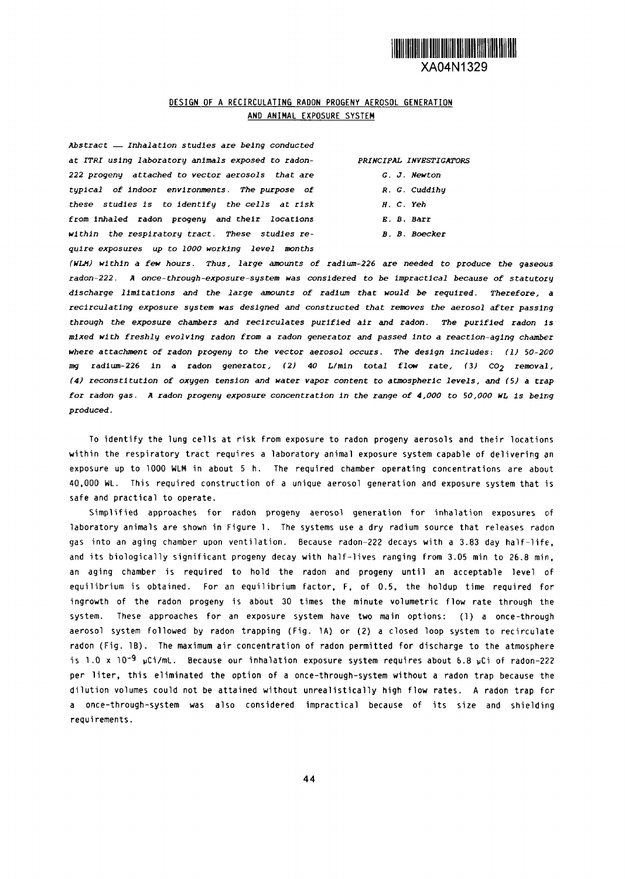XA04N1329

## DESIGN OF A RECIRCULATING RADON PROGENY AEROSOL GENERATION AND ANIMAL EXPOSURE SYSTEM

*PRINCIPAL INVESTIGATORS*

*G. J. Newton*
*R. G. Cuddihy*
*H. C. Yeh*
*E. B. Barr*
*B. B. Boecker*

*Abstract — Inhalation studies are being conducted at ITRI using laboratory animals exposed to radon-222 progeny attached to vector aerosols that are typical of indoor environments. The purpose of these studies is to identify the cells at risk from inhaled radon progeny and their locations within the respiratory tract. These studies require exposures up to 1000 working level months (WLM) within a few hours. Thus, large amounts of radium-226 are needed to produce the gaseous radon-222. A once-through-exposure-system was considered to be impractical because of statutory discharge limitations and the large amounts of radium that would be required. Therefore, a recirculating exposure system was designed and constructed that removes the aerosol after passing through the exposure chambers and recirculates purified air and radon. The purified radon is mixed with freshly evolving radon from a radon generator and passed into a reaction-aging chamber where attachment of radon progeny to the vector aerosol occurs. The design includes: (1) 50-200 mg radium-226 in a radon generator, (2) 40 L/min total flow rate, (3) $CO_2$ removal, (4) reconstitution of oxygen tension and water vapor content to atmospheric levels, and (5) a trap for radon gas. A radon progeny exposure concentration in the range of 4,000 to 50,000 WL is being produced.*

To identify the lung cells at risk from exposure to radon progeny aerosols and their locations within the respiratory tract requires a laboratory animal exposure system capable of delivering an exposure up to 1000 WLM in about 5 h. The required chamber operating concentrations are about 40,000 WL. This required construction of a unique aerosol generation and exposure system that is safe and practical to operate.

Simplified approaches for radon progeny aerosol generation for inhalation exposures of laboratory animals are shown in Figure 1. The systems use a dry radium source that releases radon gas into an aging chamber upon ventilation. Because radon-222 decays with a 3.83 day half-life, and its biologically significant progeny decay with half-lives ranging from 3.05 min to 26.8 min, an aging chamber is required to hold the radon and progeny until an acceptable level of equilibrium is obtained. For an equilibrium factor, F, of 0.5, the holdup time required for ingrowth of the radon progeny is about 30 times the minute volumetric flow rate through the system. These approaches for an exposure system have two main options: (1) a once-through aerosol system followed by radon trapping (Fig. 1A) or (2) a closed loop system to recirculate radon (Fig. 1B). The maximum air concentration of radon permitted for discharge to the atmosphere is $1.0 \times 10^{-9}$ µCi/mL. Because our inhalation exposure system requires about 6.8 µCi of radon-222 per liter, this eliminated the option of a once-through-system without a radon trap because the dilution volumes could not be attained without unrealistically high flow rates. A radon trap for a once-through-system was also considered impractical because of its size and shielding requirements.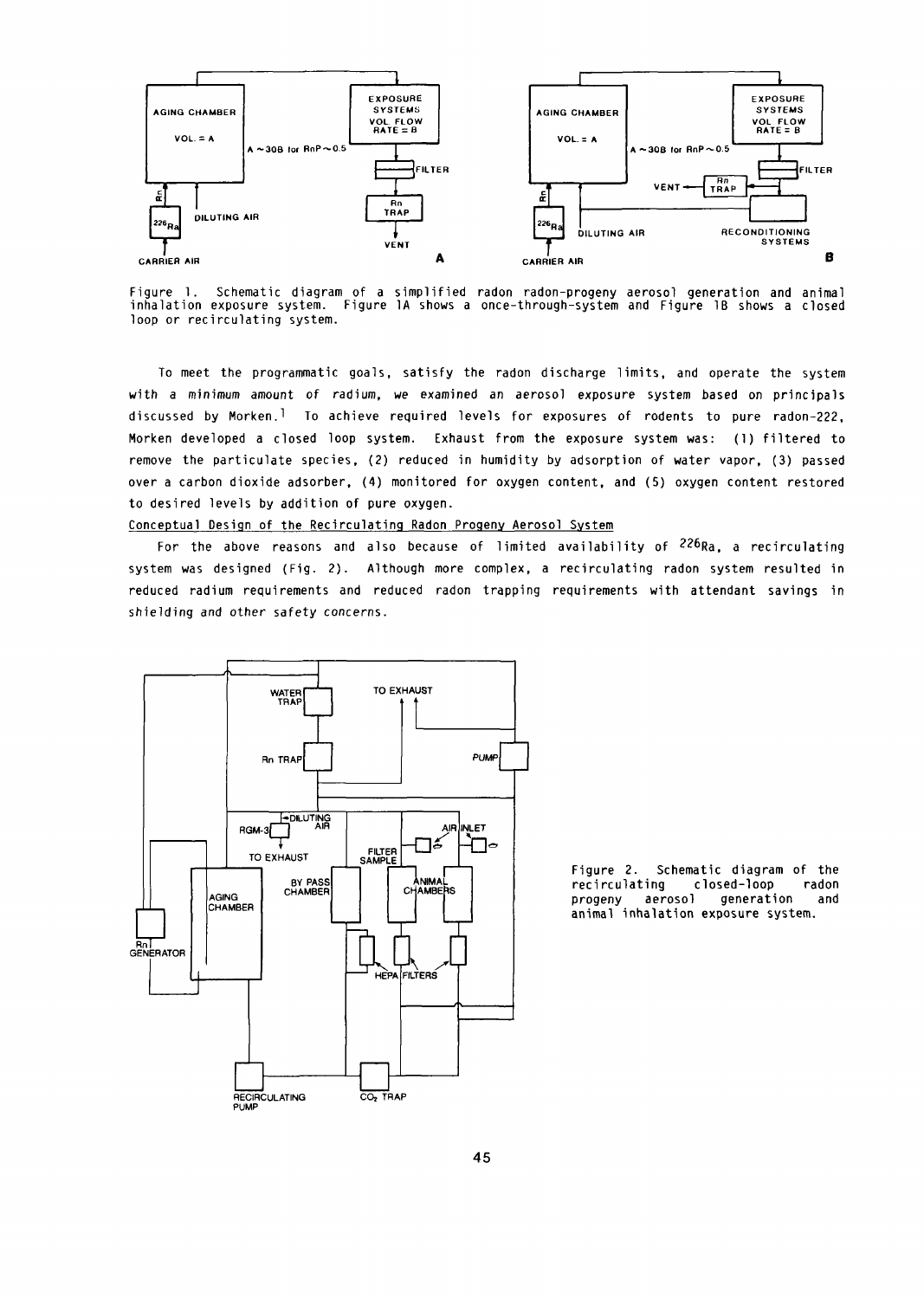Figure 1. Schematic diagram of a simplified radon radon-progeny aerosol generation and animal inhalation exposure system. Figure 1A shows a once-through-system and Figure 1B shows a closed loop or recirculating system.

To meet the programmatic goals, satisfy the radon discharge limits, and operate the system with a minimum amount of radium, we examined an aerosol exposure system based on principals discussed by Morken.[1] To achieve required levels for exposures of rodents to pure radon-222, Morken developed a closed loop system. Exhaust from the exposure system was: (1) filtered to remove the particulate species, (2) reduced in humidity by adsorption of water vapor, (3) passed over a carbon dioxide adsorber, (4) monitored for oxygen content, and (5) oxygen content restored to desired levels by addition of pure oxygen.

Conceptual Design of the Recirculating Radon Progeny Aerosol System

For the above reasons and also because of limited availability of $^{226}Ra$, a recirculating system was designed (Fig. 2). Although more complex, a recirculating radon system resulted in reduced radium requirements and reduced radon trapping requirements with attendant savings in shielding and other safety concerns.

Figure 2. Schematic diagram of the recirculating closed-loop radon progeny aerosol generation and animal inhalation exposure system.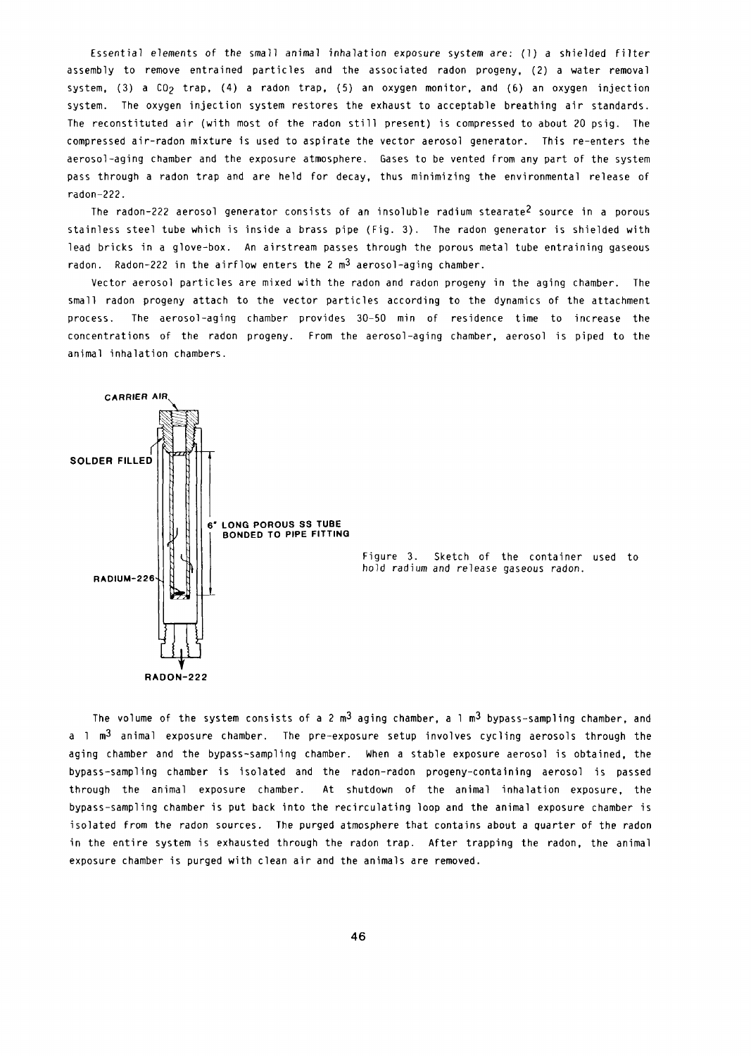Essential elements of the small animal inhalation exposure system are: (1) a shielded filter assembly to remove entrained particles and the associated radon progeny, (2) a water removal system, (3) a $CO_2$ trap, (4) a radon trap, (5) an oxygen monitor, and (6) an oxygen injection system. The oxygen injection system restores the exhaust to acceptable breathing air standards. The reconstituted air (with most of the radon still present) is compressed to about 20 psig. The compressed air-radon mixture is used to aspirate the vector aerosol generator. This re-enters the aerosol-aging chamber and the exposure atmosphere. Gases to be vented from any part of the system pass through a radon trap and are held for decay, thus minimizing the environmental release of radon-222.

The radon-222 aerosol generator consists of an insoluble radium stearate[2] source in a porous stainless steel tube which is inside a brass pipe (Fig. 3). The radon generator is shielded with lead bricks in a glove-box. An airstream passes through the porous metal tube entraining gaseous radon. Radon-222 in the airflow enters the 2 $m^3$ aerosol-aging chamber.

Vector aerosol particles are mixed with the radon and radon progeny in the aging chamber. The small radon progeny attach to the vector particles according to the dynamics of the attachment process. The aerosol-aging chamber provides 30-50 min of residence time to increase the concentrations of the radon progeny. From the aerosol-aging chamber, aerosol is piped to the animal inhalation chambers.

CARRIER AIR

SOLDER FILLED

6" LONG POROUS SS TUBE BONDED TO PIPE FITTING

RADIUM-226

RADON-222

Figure 3. Sketch of the container used to hold radium and release gaseous radon.

The volume of the system consists of a 2 $m^3$ aging chamber, a 1 $m^3$ bypass-sampling chamber, and a 1 $m^3$ animal exposure chamber. The pre-exposure setup involves cycling aerosols through the aging chamber and the bypass-sampling chamber. When a stable exposure aerosol is obtained, the bypass-sampling chamber is isolated and the radon-radon progeny-containing aerosol is passed through the animal exposure chamber. At shutdown of the animal inhalation exposure, the bypass-sampling chamber is put back into the recirculating loop and the animal exposure chamber is isolated from the radon sources. The purged atmosphere that contains about a quarter of the radon in the entire system is exhausted through the radon trap. After trapping the radon, the animal exposure chamber is purged with clean air and the animals are removed.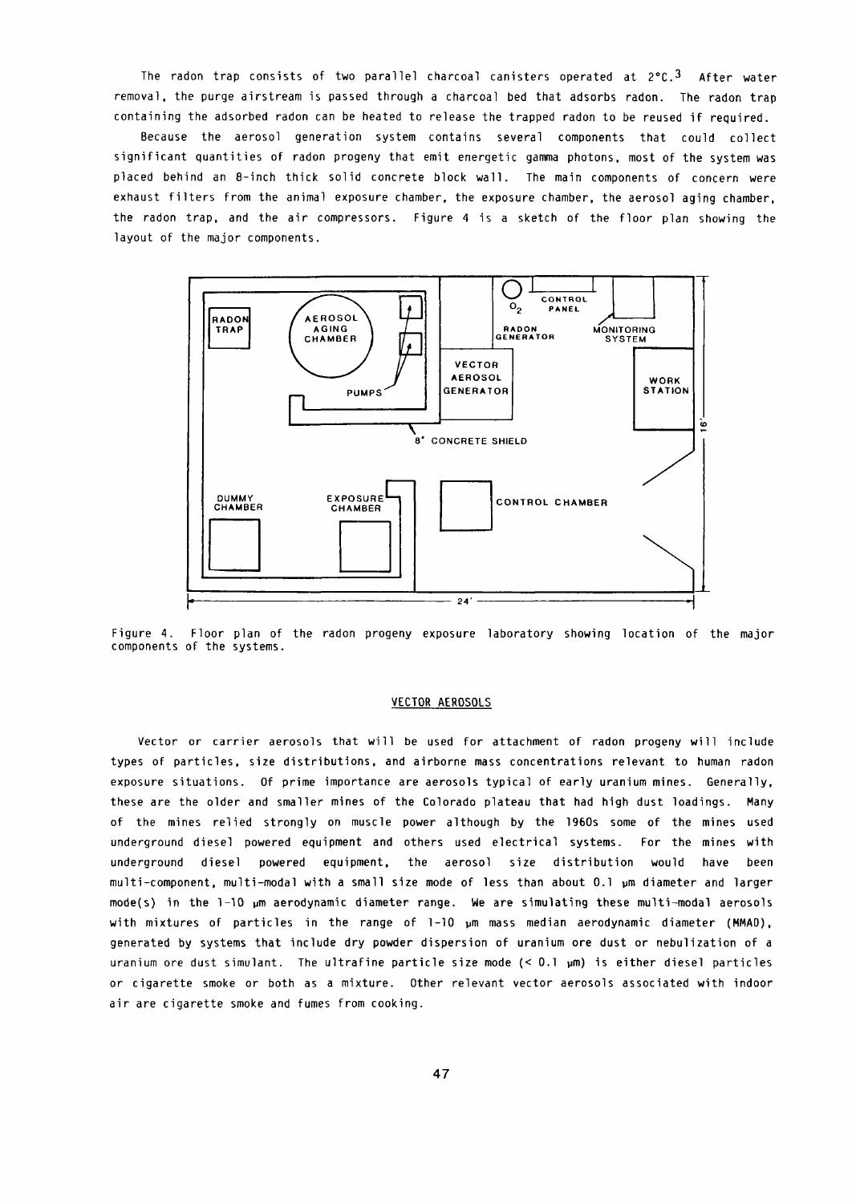The radon trap consists of two parallel charcoal canisters operated at 2°C.[3] After water removal, the purge airstream is passed through a charcoal bed that adsorbs radon. The radon trap containing the adsorbed radon can be heated to release the trapped radon to be reused if required.

Because the aerosol generation system contains several components that could collect significant quantities of radon progeny that emit energetic gamma photons, most of the system was placed behind an 8-inch thick solid concrete block wall. The main components of concern were exhaust filters from the animal exposure chamber, the exposure chamber, the aerosol aging chamber, the radon trap, and the air compressors. Figure 4 is a sketch of the floor plan showing the layout of the major components.

Figure 4. Floor plan of the radon progeny exposure laboratory showing location of the major components of the systems.

## VECTOR AEROSOLS

Vector or carrier aerosols that will be used for attachment of radon progeny will include types of particles, size distributions, and airborne mass concentrations relevant to human radon exposure situations. Of prime importance are aerosols typical of early uranium mines. Generally, these are the older and smaller mines of the Colorado plateau that had high dust loadings. Many of the mines relied strongly on muscle power although by the 1960s some of the mines used underground diesel powered equipment and others used electrical systems. For the mines with underground diesel powered equipment, the aerosol size distribution would have been multi-component, multi-modal with a small size mode of less than about 0.1 µm diameter and larger mode(s) in the 1-10 µm aerodynamic diameter range. We are simulating these multi-modal aerosols with mixtures of particles in the range of 1-10 µm mass median aerodynamic diameter (MMAD), generated by systems that include dry powder dispersion of uranium ore dust or nebulization of a uranium ore dust simulant. The ultrafine particle size mode (< 0.1 µm) is either diesel particles or cigarette smoke or both as a mixture. Other relevant vector aerosols associated with indoor air are cigarette smoke and fumes from cooking.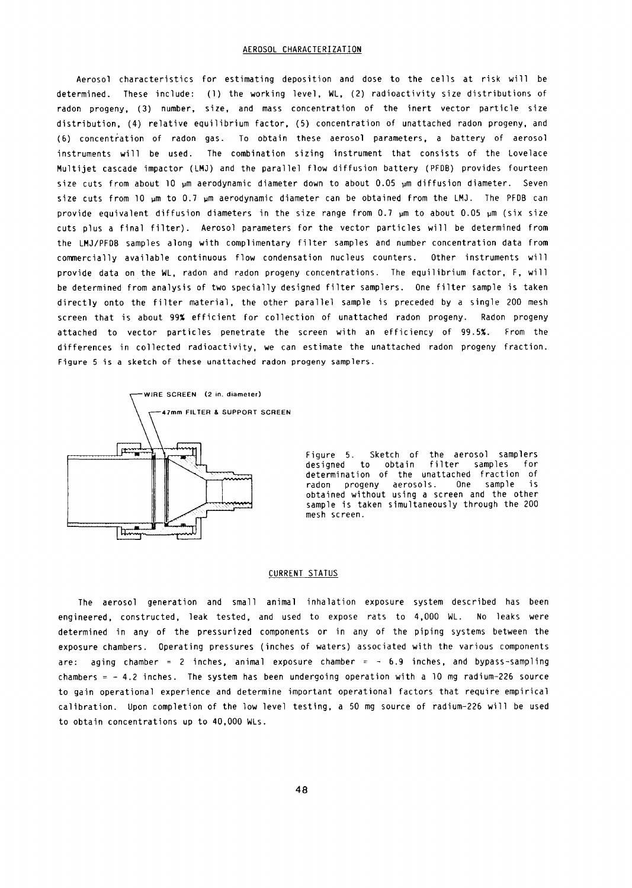## AEROSOL CHARACTERIZATION

Aerosol characteristics for estimating deposition and dose to the cells at risk will be determined. These include: (1) the working level, WL, (2) radioactivity size distributions of radon progeny, (3) number, size, and mass concentration of the inert vector particle size distribution, (4) relative equilibrium factor, (5) concentration of unattached radon progeny, and (6) concentration of radon gas. To obtain these aerosol parameters, a battery of aerosol instruments will be used. The combination sizing instrument that consists of the Lovelace Multijet cascade impactor (LMJ) and the parallel flow diffusion battery (PFDB) provides fourteen size cuts from about 10 μm aerodynamic diameter down to about 0.05 μm diffusion diameter. Seven size cuts from 10 μm to 0.7 μm aerodynamic diameter can be obtained from the LMJ. The PFDB can provide equivalent diffusion diameters in the size range from 0.7 μm to about 0.05 μm (six size cuts plus a final filter). Aerosol parameters for the vector particles will be determined from the LMJ/PFDB samples along with complimentary filter samples and number concentration data from commercially available continuous flow condensation nucleus counters. Other instruments will provide data on the WL, radon and radon progeny concentrations. The equilibrium factor, F, will be determined from analysis of two specially designed filter samplers. One filter sample is taken directly onto the filter material, the other parallel sample is preceded by a single 200 mesh screen that is about 99% efficient for collection of unattached radon progeny. Radon progeny attached to vector particles penetrate the screen with an efficiency of 99.5%. From the differences in collected radioactivity, we can estimate the unattached radon progeny fraction. Figure 5 is a sketch of these unattached radon progeny samplers.

WIRE SCREEN (2 in. diameter)

47mm FILTER & SUPPORT SCREEN

Figure 5. Sketch of the aerosol samplers designed to obtain filter samples for determination of the unattached fraction of radon progeny aerosols. One sample is obtained without using a screen and the other sample is taken simultaneously through the 200 mesh screen.

## CURRENT STATUS

The aerosol generation and small animal inhalation exposure system described has been engineered, constructed, leak tested, and used to expose rats to 4,000 WL. No leaks were determined in any of the pressurized components or in any of the piping systems between the exposure chambers. Operating pressures (inches of waters) associated with the various components are: aging chamber = 2 inches, animal exposure chamber = - 6.9 inches, and bypass-sampling chambers = - 4.2 inches. The system has been undergoing operation with a 10 mg radium-226 source to gain operational experience and determine important operational factors that require empirical calibration. Upon completion of the low level testing, a 50 mg source of radium-226 will be used to obtain concentrations up to 40,000 WLs.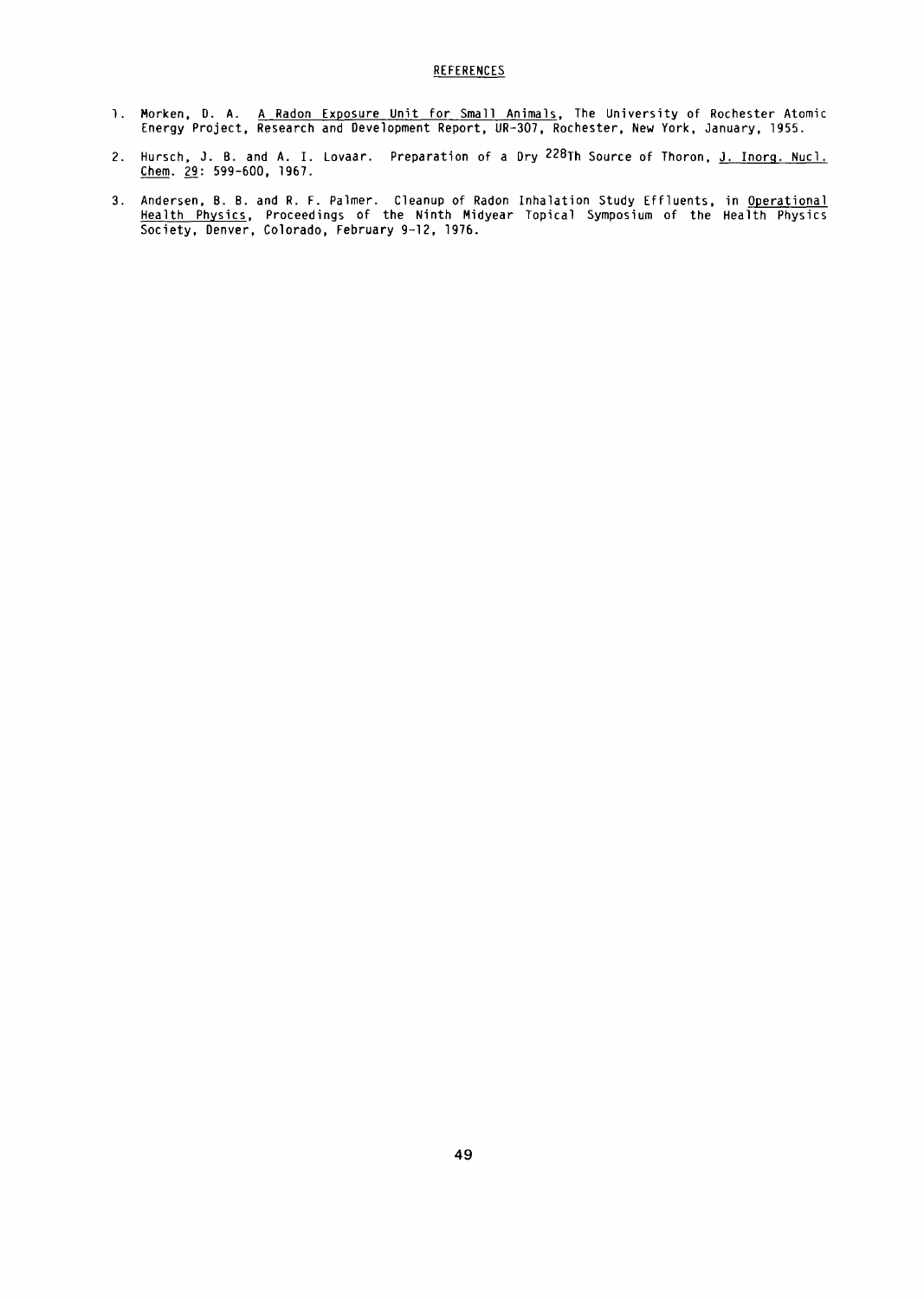## REFERENCES

1. Morken, D. A. A Radon Exposure Unit for Small Animals, The University of Rochester Atomic Energy Project, Research and Development Report, UR-307, Rochester, New York, January, 1955.

2. Hursch, J. B. and A. I. Lovaar. Preparation of a Dry $^{228}$Th Source of Thoron, J. Inorg. Nucl. Chem. 29: 599-600, 1967.

3. Andersen, B. B. and R. F. Palmer. Cleanup of Radon Inhalation Study Effluents, in Operational Health Physics, Proceedings of the Ninth Midyear Topical Symposium of the Health Physics Society, Denver, Colorado, February 9-12, 1976.